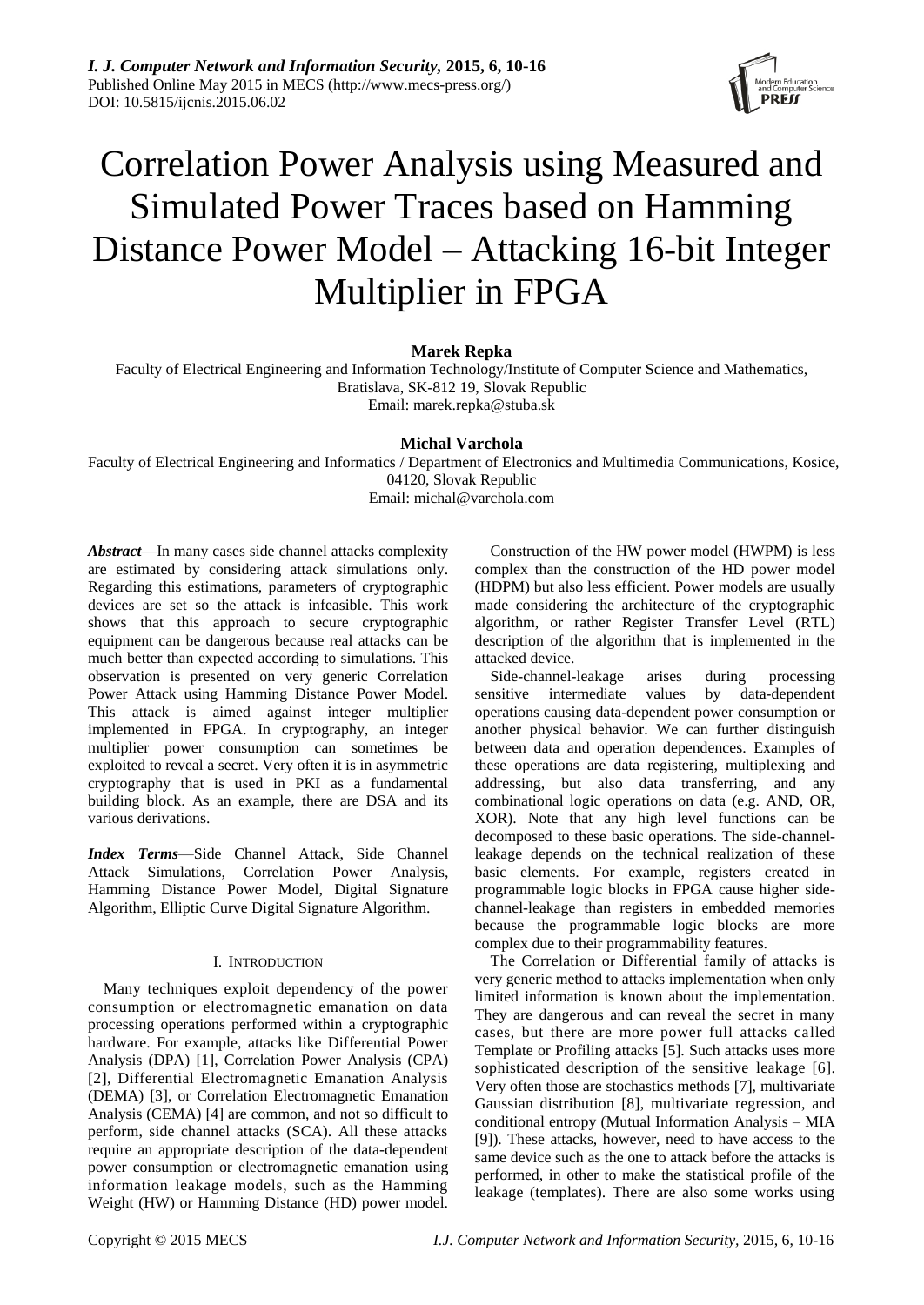# Correlation Power Analysis using Measured and Simulated Power Traces based on Hamming Distance Power Model – Attacking 16-bit Integer Multiplier in FPGA

**Marek Repka**

Faculty of Electrical Engineering and Information Technology/Institute of Computer Science and Mathematics, Bratislava, SK-812 19, Slovak Republic

Email: marek.repka@stuba.sk

**Michal Varchola**

Faculty of Electrical Engineering and Informatics / Department of Electronics and Multimedia Communications, Kosice, 04120, Slovak Republic

Email: michal@varchola.com

***Abstract***—In many cases side channel attacks complexity are estimated by considering attack simulations only. Regarding this estimations, parameters of cryptographic devices are set so the attack is infeasible. This work shows that this approach to secure cryptographic equipment can be dangerous because real attacks can be much better than expected according to simulations. This observation is presented on very generic Correlation Power Attack using Hamming Distance Power Model. This attack is aimed against integer multiplier implemented in FPGA. In cryptography, an integer multiplier power consumption can sometimes be exploited to reveal a secret. Very often it is in asymmetric cryptography that is used in PKI as a fundamental building block. As an example, there are DSA and its various derivations.

***Index Terms***—Side Channel Attack, Side Channel Attack Simulations, Correlation Power Analysis, Hamming Distance Power Model, Digital Signature Algorithm, Elliptic Curve Digital Signature Algorithm.

## I. Introduction

Many techniques exploit dependency of the power consumption or electromagnetic emanation on data processing operations performed within a cryptographic hardware. For example, attacks like Differential Power Analysis (DPA) [1], Correlation Power Analysis (CPA) [2], Differential Electromagnetic Emanation Analysis (DEMA) [3], or Correlation Electromagnetic Emanation Analysis (CEMA) [4] are common, and not so difficult to perform, side channel attacks (SCA). All these attacks require an appropriate description of the data-dependent power consumption or electromagnetic emanation using information leakage models, such as the Hamming Weight (HW) or Hamming Distance (HD) power model.

Construction of the HW power model (HWPM) is less complex than the construction of the HD power model (HDPM) but also less efficient. Power models are usually made considering the architecture of the cryptographic algorithm, or rather Register Transfer Level (RTL) description of the algorithm that is implemented in the attacked device.

Side-channel-leakage arises during processing sensitive intermediate values by data-dependent operations causing data-dependent power consumption or another physical behavior. We can further distinguish between data and operation dependences. Examples of these operations are data registering, multiplexing and addressing, but also data transferring, and any combinational logic operations on data (e.g. AND, OR, XOR). Note that any high level functions can be decomposed to these basic operations. The side-channel-leakage depends on the technical realization of these basic elements. For example, registers created in programmable logic blocks in FPGA cause higher side-channel-leakage than registers in embedded memories because the programmable logic blocks are more complex due to their programmability features.

The Correlation or Differential family of attacks is very generic method to attacks implementation when only limited information is known about the implementation. They are dangerous and can reveal the secret in many cases, but there are more power full attacks called Template or Profiling attacks [5]. Such attacks uses more sophisticated description of the sensitive leakage [6]. Very often those are stochastics methods [7], multivariate Gaussian distribution [8], multivariate regression, and conditional entropy (Mutual Information Analysis – MIA [9]). These attacks, however, need to have access to the same device such as the one to attack before the attacks is performed, in other to make the statistical profile of the leakage (templates). There are also some works using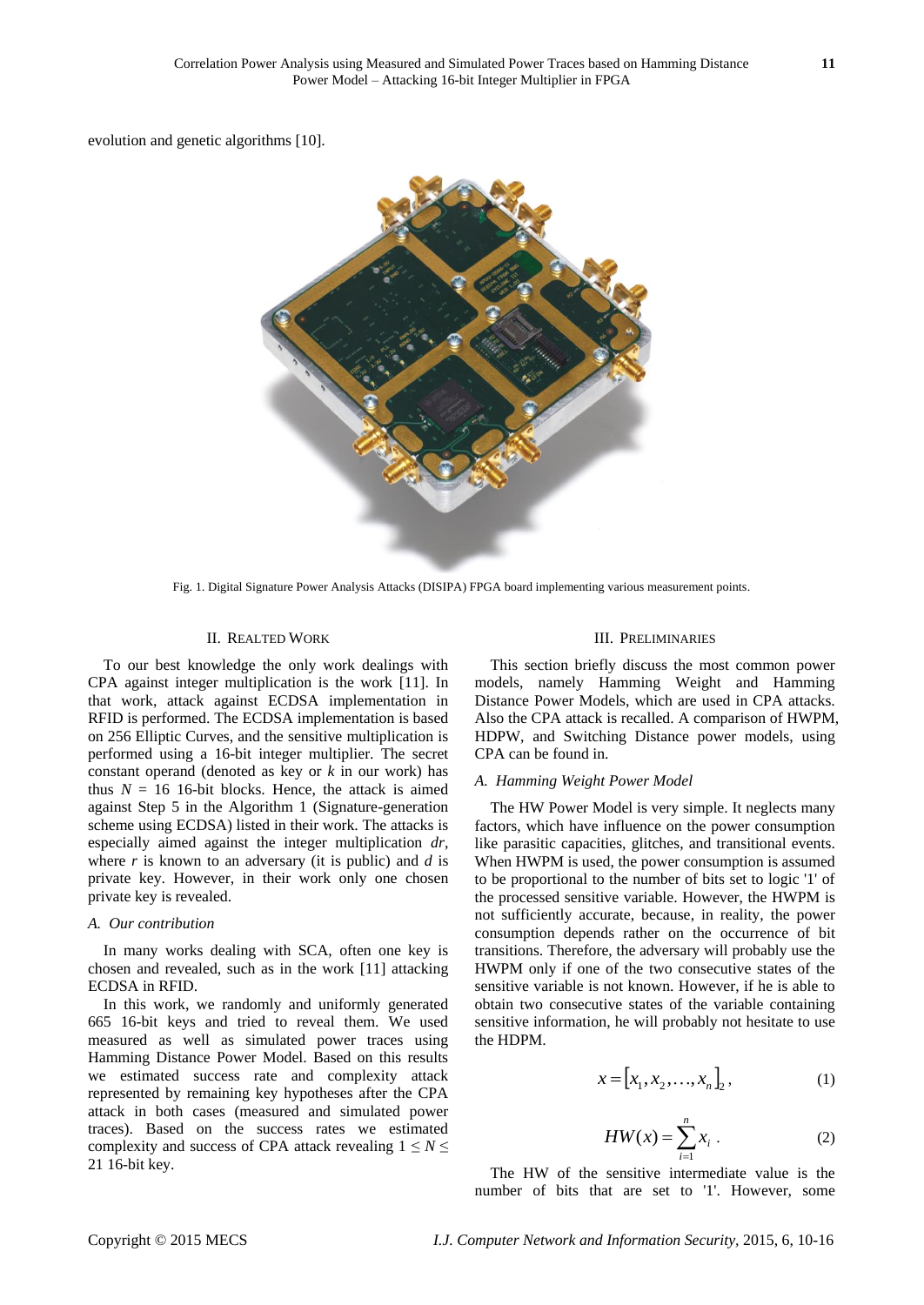evolution and genetic algorithms [10].

Fig. 1. Digital Signature Power Analysis Attacks (DISIPA) FPGA board implementing various measurement points.

## II. REALTED WORK

To our best knowledge the only work dealings with CPA against integer multiplication is the work [11]. In that work, attack against ECDSA implementation in RFID is performed. The ECDSA implementation is based on 256 Elliptic Curves, and the sensitive multiplication is performed using a 16-bit integer multiplier. The secret constant operand (denoted as key or $k$ in our work) has thus $N$ = 16 16-bit blocks. Hence, the attack is aimed against Step 5 in the Algorithm 1 (Signature-generation scheme using ECDSA) listed in their work. The attacks is especially aimed against the integer multiplication $dr$, where $r$ is known to an adversary (it is public) and $d$ is private key. However, in their work only one chosen private key is revealed.

### A. Our contribution

In many works dealing with SCA, often one key is chosen and revealed, such as in the work [11] attacking ECDSA in RFID.

In this work, we randomly and uniformly generated 665 16-bit keys and tried to reveal them. We used measured as well as simulated power traces using Hamming Distance Power Model. Based on this results we estimated success rate and complexity attack represented by remaining key hypotheses after the CPA attack in both cases (measured and simulated power traces). Based on the success rates we estimated complexity and success of CPA attack revealing $1 \leq N \leq 21$ 16-bit key.

## III. PRELIMINARIES

This section briefly discuss the most common power models, namely Hamming Weight and Hamming Distance Power Models, which are used in CPA attacks. Also the CPA attack is recalled. A comparison of HWPM, HDPW, and Switching Distance power models, using CPA can be found in.

### A. Hamming Weight Power Model

The HW Power Model is very simple. It neglects many factors, which have influence on the power consumption like parasitic capacities, glitches, and transitional events. When HWPM is used, the power consumption is assumed to be proportional to the number of bits set to logic '1' of the processed sensitive variable. However, the HWPM is not sufficiently accurate, because, in reality, the power consumption depends rather on the occurrence of bit transitions. Therefore, the adversary will probably use the HWPM only if one of the two consecutive states of the sensitive variable is not known. However, if he is able to obtain two consecutive states of the variable containing sensitive information, he will probably not hesitate to use the HDPM.

$$x = [x_1, x_2, \ldots, x_n]_2 , \tag{1}$$

$$HW(x) = \sum_{i=1}^{n} x_i . \tag{2}$$

The HW of the sensitive intermediate value is the number of bits that are set to '1'. However, some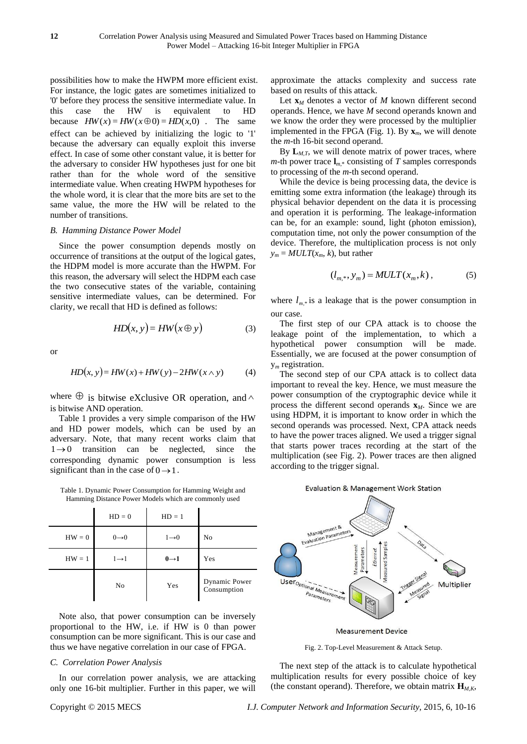possibilities how to make the HWPM more efficient exist. For instance, the logic gates are sometimes initialized to '0' before they process the sensitive intermediate value. In this case the HW is equivalent to HD because $HW(x) = HW(x \oplus 0) = HD(x,0)$. The same effect can be achieved by initializing the logic to '1' because the adversary can equally exploit this inverse effect. In case of some other constant value, it is better for the adversary to consider HW hypotheses just for one bit rather than for the whole word of the sensitive intermediate value. When creating HWPM hypotheses for the whole word, it is clear that the more bits are set to the same value, the more the HW will be related to the number of transitions.

### *B. Hamming Distance Power Model*

Since the power consumption depends mostly on occurrence of transitions at the output of the logical gates, the HDPM model is more accurate than the HWPM. For this reason, the adversary will select the HDPM each case the two consecutive states of the variable, containing sensitive intermediate values, can be determined. For clarity, we recall that HD is defined as follows:

$$HD(x,y) = HW(x \oplus y) \tag{3}$$

or

$$HD(x,y) = HW(x) + HW(y) - 2HW(x \wedge y) \tag{4}$$

where $\oplus$ is bitwise eXclusive OR operation, and $\wedge$ is bitwise AND operation.

Table 1 provides a very simple comparison of the HW and HD power models, which can be used by an adversary. Note, that many recent works claim that $1 \rightarrow 0$ transition can be neglected, since the corresponding dynamic power consumption is less significant than in the case of $0 \rightarrow 1$.

Table 1. Dynamic Power Consumption for Hamming Weight and Hamming Distance Power Models which are commonly used

| | HD = 0 | HD = 1 | |
|---|---|---|---|
| HW = 0 | $0 \rightarrow 0$ | $1 \rightarrow 0$ | No |
| HW = 1 | $1 \rightarrow 1$ | $\mathbf{0 \rightarrow 1}$ | Yes |
| | No | Yes | Dynamic Power Consumption |

Note also, that power consumption can be inversely proportional to the HW, i.e. if HW is 0 than power consumption can be more significant. This is our case and thus we have negative correlation in our case of FPGA.

### *C. Correlation Power Analysis*

In our correlation power analysis, we are attacking only one 16-bit multiplier. Further in this paper, we will approximate the attacks complexity and success rate based on results of this attack.

Let $\mathbf{x}_M$ denotes a vector of *M* known different second operands. Hence, we have *M* second operands known and we know the order they were processed by the multiplier implemented in the FPGA (Fig. 1). By $\mathbf{x}_m$, we will denote the *m*-th 16-bit second operand.

By $\mathbf{L}_{M,T}$, we will denote matrix of power traces, where *m*-th power trace $\mathbf{l}_{m,*}$ consisting of *T* samples corresponds to processing of the *m*-th second operand.

While the device is being processing data, the device is emitting some extra information (the leakage) through its physical behavior dependent on the data it is processing and operation it is performing. The leakage-information can be, for an example: sound, light (photon emission), computation time, not only the power consumption of the device. Therefore, the multiplication process is not only $y_m = MULT(x_m, k)$, but rather

$$(l_{m,*}, y_m) = MULT(x_m, k), \tag{5}$$

where $l_{m,*}$ is a leakage that is the power consumption in our case.

The first step of our CPA attack is to choose the leakage point of the implementation, to which a hypothetical power consumption will be made. Essentially, we are focused at the power consumption of $y_m$ registration.

The second step of our CPA attack is to collect data important to reveal the key. Hence, we must measure the power consumption of the cryptographic device while it process the different second operands $\mathbf{x}_M$. Since we are using HDPM, it is important to know order in which the second operands was processed. Next, CPA attack needs to have the power traces aligned. We used a trigger signal that starts power traces recording at the start of the multiplication (see Fig. 2). Power traces are then aligned according to the trigger signal.

Fig. 2. Top-Level Measurement & Attack Setup.

The next step of the attack is to calculate hypothetical multiplication results for every possible choice of key (the constant operand). Therefore, we obtain matrix $\mathbf{H}_{M,K}$,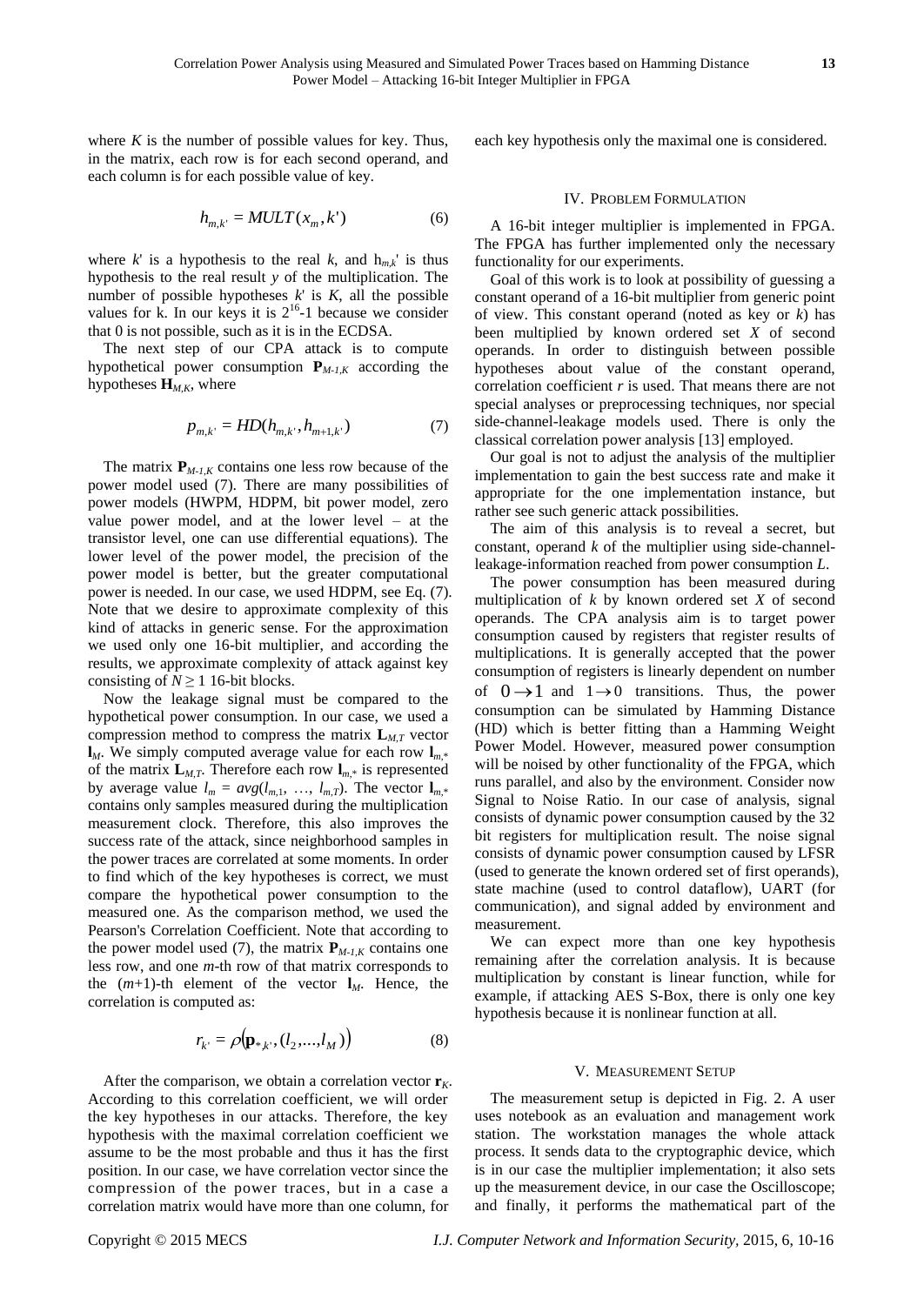where $K$ is the number of possible values for key. Thus, in the matrix, each row is for each second operand, and each column is for each possible value of key.

$$h_{m,k'} = MULT(x_m, k') \quad (6)$$

where $k'$ is a hypothesis to the real $k$, and $h_{m,k'}$ is thus hypothesis to the real result $y$ of the multiplication. The number of possible hypotheses $k'$ is $K$, all the possible values for k. In our keys it is $2^{16}$-1 because we consider that 0 is not possible, such as it is in the ECDSA.

The next step of our CPA attack is to compute hypothetical power consumption $\mathbf{P}_{M-1,K}$ according the hypotheses $\mathbf{H}_{M,K}$, where

$$p_{m,k'} = HD(h_{m,k'}, h_{m+1,k'}) \quad (7)$$

The matrix $\mathbf{P}_{M-1,K}$ contains one less row because of the power model used (7). There are many possibilities of power models (HWPM, HDPM, bit power model, zero value power model, and at the lower level – at the transistor level, one can use differential equations). The lower level of the power model, the precision of the power model is better, but the greater computational power is needed. In our case, we used HDPM, see Eq. (7). Note that we desire to approximate complexity of this kind of attacks in generic sense. For the approximation we used only one 16-bit multiplier, and according the results, we approximate complexity of attack against key consisting of $N \geq 1$ 16-bit blocks.

Now the leakage signal must be compared to the hypothetical power consumption. In our case, we used a compression method to compress the matrix $\mathbf{L}_{M,T}$ vector $\mathbf{l}_M$. We simply computed average value for each row $\mathbf{l}_{m,*}$ of the matrix $\mathbf{L}_{M,T}$. Therefore each row $\mathbf{l}_{m,*}$ is represented by average value $l_m = avg(l_{m,1}, \ldots, l_{m,T})$. The vector $\mathbf{l}_{m,*}$ contains only samples measured during the multiplication measurement clock. Therefore, this also improves the success rate of the attack, since neighborhood samples in the power traces are correlated at some moments. In order to find which of the key hypotheses is correct, we must compare the hypothetical power consumption to the measured one. As the comparison method, we used the Pearson's Correlation Coefficient. Note that according to the power model used (7), the matrix $\mathbf{P}_{M-1,K}$ contains one less row, and one $m$-th row of that matrix corresponds to the $(m+1)$-th element of the vector $\mathbf{l}_M$. Hence, the correlation is computed as:

$$r_{k'} = \rho\left(\mathbf{p}_{*,k'}, (l_2, \ldots, l_M)\right) \quad (8)$$

After the comparison, we obtain a correlation vector $\mathbf{r}_K$. According to this correlation coefficient, we will order the key hypotheses in our attacks. Therefore, the key hypothesis with the maximal correlation coefficient we assume to be the most probable and thus it has the first position. In our case, we have correlation vector since the compression of the power traces, but in a case a correlation matrix would have more than one column, for each key hypothesis only the maximal one is considered.

## IV. Problem Formulation

A 16-bit integer multiplier is implemented in FPGA. The FPGA has further implemented only the necessary functionality for our experiments.

Goal of this work is to look at possibility of guessing a constant operand of a 16-bit multiplier from generic point of view. This constant operand (noted as key or $k$) has been multiplied by known ordered set $X$ of second operands. In order to distinguish between possible hypotheses about value of the constant operand, correlation coefficient $r$ is used. That means there are not special analyses or preprocessing techniques, nor special side-channel-leakage models used. There is only the classical correlation power analysis [13] employed.

Our goal is not to adjust the analysis of the multiplier implementation to gain the best success rate and make it appropriate for the one implementation instance, but rather see such generic attack possibilities.

The aim of this analysis is to reveal a secret, but constant, operand $k$ of the multiplier using side-channel-leakage-information reached from power consumption $L$.

The power consumption has been measured during multiplication of $k$ by known ordered set $X$ of second operands. The CPA analysis aim is to target power consumption caused by registers that register results of multiplications. It is generally accepted that the power consumption of registers is linearly dependent on number of $0 \rightarrow 1$ and $1 \rightarrow 0$ transitions. Thus, the power consumption can be simulated by Hamming Distance (HD) which is better fitting than a Hamming Weight Power Model. However, measured power consumption will be noised by other functionality of the FPGA, which runs parallel, and also by the environment. Consider now Signal to Noise Ratio. In our case of analysis, signal consists of dynamic power consumption caused by the 32 bit registers for multiplication result. The noise signal consists of dynamic power consumption caused by LFSR (used to generate the known ordered set of first operands), state machine (used to control dataflow), UART (for communication), and signal added by environment and measurement.

We can expect more than one key hypothesis remaining after the correlation analysis. It is because multiplication by constant is linear function, while for example, if attacking AES S-Box, there is only one key hypothesis because it is nonlinear function at all.

## V. Measurement Setup

The measurement setup is depicted in Fig. 2. A user uses notebook as an evaluation and management work station. The workstation manages the whole attack process. It sends data to the cryptographic device, which is in our case the multiplier implementation; it also sets up the measurement device, in our case the Oscilloscope; and finally, it performs the mathematical part of the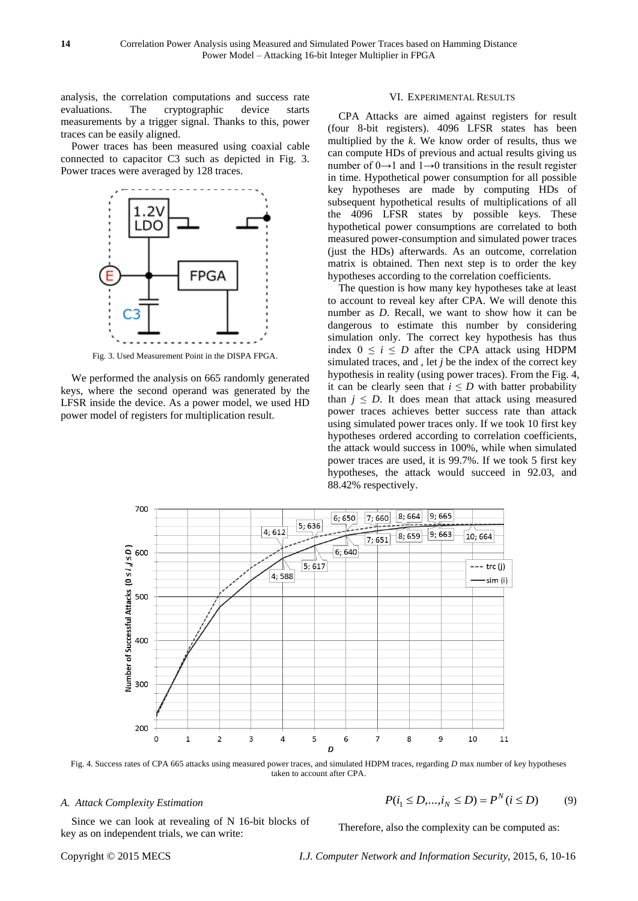analysis, the correlation computations and success rate evaluations. The cryptographic device starts measurements by a trigger signal. Thanks to this, power traces can be easily aligned.

Power traces has been measured using coaxial cable connected to capacitor C3 such as depicted in Fig. 3. Power traces were averaged by 128 traces.

Fig. 3. Used Measurement Point in the DISPA FPGA.

We performed the analysis on 665 randomly generated keys, where the second operand was generated by the LFSR inside the device. As a power model, we used HD power model of registers for multiplication result.

## VI. Experimental Results

CPA Attacks are aimed against registers for result (four 8-bit registers). 4096 LFSR states has been multiplied by the *k*. We know order of results, thus we can compute HDs of previous and actual results giving us number of 0→1 and 1→0 transitions in the result register in time. Hypothetical power consumption for all possible key hypotheses are made by computing HDs of subsequent hypothetical results of multiplications of all the 4096 LFSR states by possible keys. These hypothetical power consumptions are correlated to both measured power-consumption and simulated power traces (just the HDs) afterwards. As an outcome, correlation matrix is obtained. Then next step is to order the key hypotheses according to the correlation coefficients.

The question is how many key hypotheses take at least to account to reveal key after CPA. We will denote this number as *D*. Recall, we want to show how it can be dangerous to estimate this number by considering simulation only. The correct key hypothesis has thus index $0 \leq i \leq D$ after the CPA attack using HDPM simulated traces, and , let *j* be the index of the correct key hypothesis in reality (using power traces). From the Fig. 4, it can be clearly seen that $i \leq D$ with batter probability than $j \leq D$. It does mean that attack using measured power traces achieves better success rate than attack using simulated power traces only. If we took 10 first key hypotheses ordered according to correlation coefficients, the attack would success in 100%, while when simulated power traces are used, it is 99.7%. If we took 5 first key hypotheses, the attack would succeed in 92.03, and 88.42% respectively.

Fig. 4. Success rates of CPA 665 attacks using measured power traces, and simulated HDPM traces, regarding *D* max number of key hypotheses taken to account after CPA.

### A. Attack Complexity Estimation

Since we can look at revealing of N 16-bit blocks of key as on independent trials, we can write:

$$P(i_1 \leq D, \ldots, i_N \leq D) = P^N(i \leq D) \qquad (9)$$

Therefore, also the complexity can be computed as: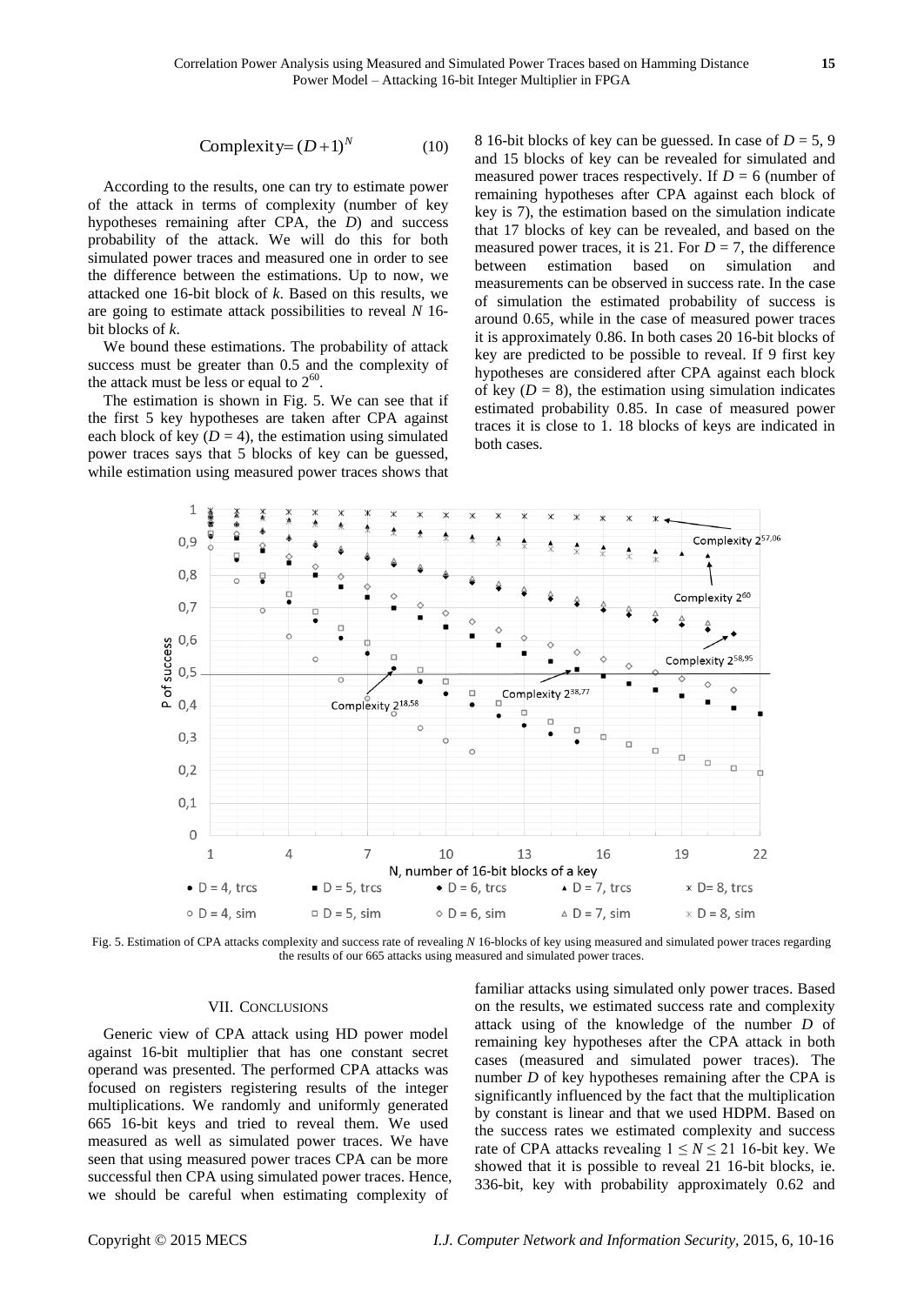$$\text{Complexity} = (D+1)^N \tag{10}$$

According to the results, one can try to estimate power of the attack in terms of complexity (number of key hypotheses remaining after CPA, the $D$) and success probability of the attack. We will do this for both simulated power traces and measured one in order to see the difference between the estimations. Up to now, we attacked one 16-bit block of $k$. Based on this results, we are going to estimate attack possibilities to reveal $N$ 16-bit blocks of $k$.

We bound these estimations. The probability of attack success must be greater than 0.5 and the complexity of the attack must be less or equal to $2^{60}$.

The estimation is shown in Fig. 5. We can see that if the first 5 key hypotheses are taken after CPA against each block of key ($D = 4$), the estimation using simulated power traces says that 5 blocks of key can be guessed, while estimation using measured power traces shows that 8 16-bit blocks of key can be guessed. In case of $D = 5$, 9 and 15 blocks of key can be revealed for simulated and measured power traces respectively. If $D = 6$ (number of remaining hypotheses after CPA against each block of key is 7), the estimation based on the simulation indicate that 17 blocks of key can be revealed, and based on the measured power traces, it is 21. For $D = 7$, the difference between estimation based on simulation and measurements can be observed in success rate. In the case of simulation the estimated probability of success is around 0.65, while in the case of measured power traces it is approximately 0.86. In both cases 20 16-bit blocks of key are predicted to be possible to reveal. If 9 first key hypotheses are considered after CPA against each block of key ($D = 8$), the estimation using simulation indicates estimated probability 0.85. In case of measured power traces it is close to 1. 18 blocks of keys are indicated in both cases.

Fig. 5. Estimation of CPA attacks complexity and success rate of revealing $N$ 16-blocks of key using measured and simulated power traces regarding the results of our 665 attacks using measured and simulated power traces.

## VII. Conclusions

Generic view of CPA attack using HD power model against 16-bit multiplier that has one constant secret operand was presented. The performed CPA attacks was focused on registers registering results of the integer multiplications. We randomly and uniformly generated 665 16-bit keys and tried to reveal them. We used measured as well as simulated power traces. We have seen that using measured power traces CPA can be more successful then CPA using simulated power traces. Hence, we should be careful when estimating complexity of familiar attacks using simulated only power traces. Based on the results, we estimated success rate and complexity attack using of the knowledge of the number $D$ of remaining key hypotheses after the CPA attack in both cases (measured and simulated power traces). The number $D$ of key hypotheses remaining after the CPA is significantly influenced by the fact that the multiplication by constant is linear and that we used HDPM. Based on the success rates we estimated complexity and success rate of CPA attacks revealing $1 \leq N \leq 21$ 16-bit key. We showed that it is possible to reveal 21 16-bit blocks, ie. 336-bit, key with probability approximately 0.62 and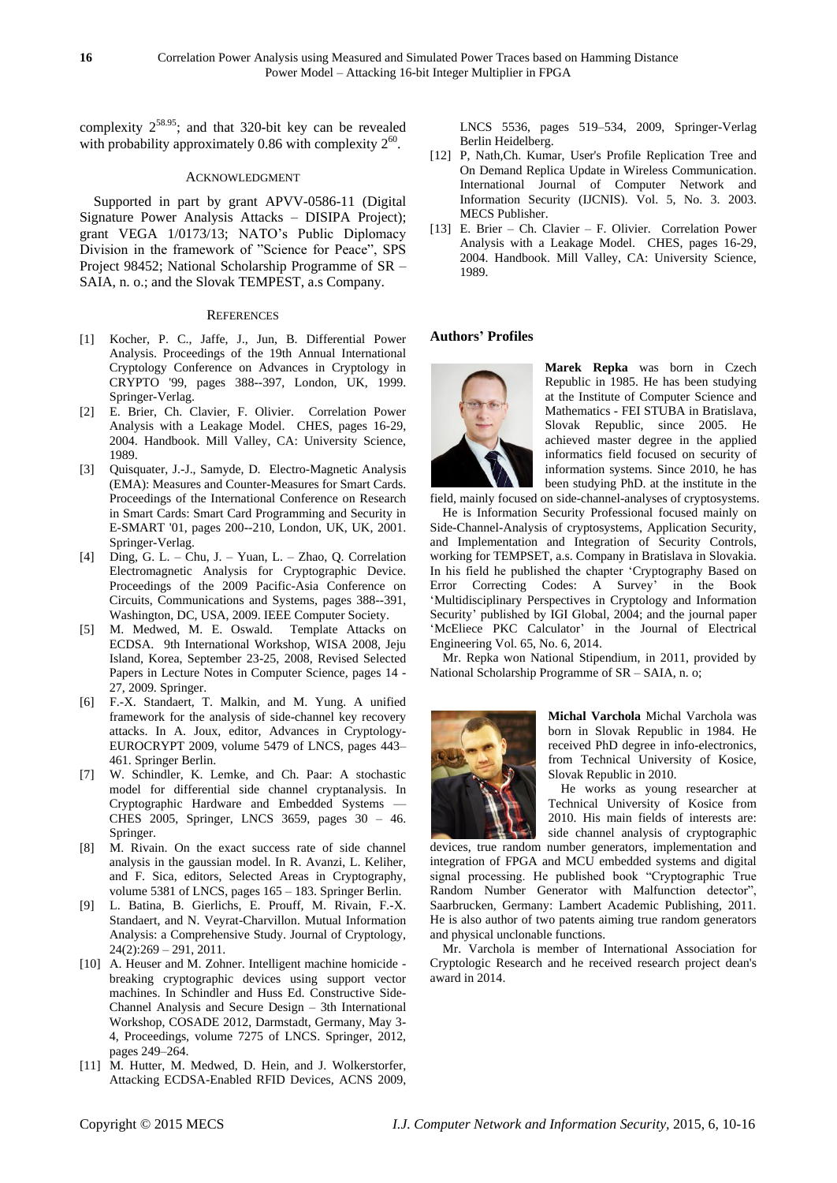complexity $2^{58.95}$; and that 320-bit key can be revealed with probability approximately 0.86 with complexity $2^{60}$.

## ACKNOWLEDGMENT

Supported in part by grant APVV-0586-11 (Digital Signature Power Analysis Attacks – DISIPA Project); grant VEGA 1/0173/13; NATO's Public Diplomacy Division in the framework of "Science for Peace", SPS Project 98452; National Scholarship Programme of SR – SAIA, n. o.; and the Slovak TEMPEST, a.s Company.

## REFERENCES

[1] Kocher, P. C., Jaffe, J., Jun, B. Differential Power Analysis. Proceedings of the 19th Annual International Cryptology Conference on Advances in Cryptology in CRYPTO '99, pages 388--397, London, UK, 1999. Springer-Verlag.

[2] E. Brier, Ch. Clavier, F. Olivier. Correlation Power Analysis with a Leakage Model. CHES, pages 16-29, 2004. Handbook. Mill Valley, CA: University Science, 1989.

[3] Quisquater, J.-J., Samyde, D. Electro-Magnetic Analysis (EMA): Measures and Counter-Measures for Smart Cards. Proceedings of the International Conference on Research in Smart Cards: Smart Card Programming and Security in E-SMART '01, pages 200--210, London, UK, UK, 2001. Springer-Verlag.

[4] Ding, G. L. – Chu, J. – Yuan, L. – Zhao, Q. Correlation Electromagnetic Analysis for Cryptographic Device. Proceedings of the 2009 Pacific-Asia Conference on Circuits, Communications and Systems, pages 388--391, Washington, DC, USA, 2009. IEEE Computer Society.

[5] M. Medwed, M. E. Oswald. Template Attacks on ECDSA. 9th International Workshop, WISA 2008, Jeju Island, Korea, September 23-25, 2008, Revised Selected Papers in Lecture Notes in Computer Science, pages 14 - 27, 2009. Springer.

[6] F.-X. Standaert, T. Malkin, and M. Yung. A unified framework for the analysis of side-channel key recovery attacks. In A. Joux, editor, Advances in Cryptology-EUROCRYPT 2009, volume 5479 of LNCS, pages 443–461. Springer Berlin.

[7] W. Schindler, K. Lemke, and Ch. Paar: A stochastic model for differential side channel cryptanalysis. In Cryptographic Hardware and Embedded Systems — CHES 2005, Springer, LNCS 3659, pages 30 – 46. Springer.

[8] M. Rivain. On the exact success rate of side channel analysis in the gaussian model. In R. Avanzi, L. Keliher, and F. Sica, editors, Selected Areas in Cryptography, volume 5381 of LNCS, pages 165 – 183. Springer Berlin.

[9] L. Batina, B. Gierlichs, E. Prouff, M. Rivain, F.-X. Standaert, and N. Veyrat-Charvillon. Mutual Information Analysis: a Comprehensive Study. Journal of Cryptology, 24(2):269 – 291, 2011.

[10] A. Heuser and M. Zohner. Intelligent machine homicide - breaking cryptographic devices using support vector machines. In Schindler and Huss Ed. Constructive Side-Channel Analysis and Secure Design – 3th International Workshop, COSADE 2012, Darmstadt, Germany, May 3-4, Proceedings, volume 7275 of LNCS. Springer, 2012, pages 249–264.

[11] M. Hutter, M. Medwed, D. Hein, and J. Wolkerstorfer, Attacking ECDSA-Enabled RFID Devices, ACNS 2009, LNCS 5536, pages 519–534, 2009, Springer-Verlag Berlin Heidelberg.

[12] P, Nath,Ch. Kumar, User's Profile Replication Tree and On Demand Replica Update in Wireless Communication. International Journal of Computer Network and Information Security (IJCNIS). Vol. 5, No. 3. 2003. MECS Publisher.

[13] E. Brier – Ch. Clavier – F. Olivier. Correlation Power Analysis with a Leakage Model. CHES, pages 16-29, 2004. Handbook. Mill Valley, CA: University Science, 1989.

## Authors' Profiles

**Marek Repka** was born in Czech Republic in 1985. He has been studying at the Institute of Computer Science and Mathematics - FEI STUBA in Bratislava, Slovak Republic, since 2005. He achieved master degree in the applied informatics field focused on security of information systems. Since 2010, he has been studying PhD. at the institute in the field, mainly focused on side-channel-analyses of cryptosystems.

He is Information Security Professional focused mainly on Side-Channel-Analysis of cryptosystems, Application Security, and Implementation and Integration of Security Controls, working for TEMPSET, a.s. Company in Bratislava in Slovakia. In his field he published the chapter 'Cryptography Based on Error Correcting Codes: A Survey' in the Book 'Multidisciplinary Perspectives in Cryptology and Information Security' published by IGI Global, 2004; and the journal paper 'McEliece PKC Calculator' in the Journal of Electrical Engineering Vol. 65, No. 6, 2014.

Mr. Repka won National Stipendium, in 2011, provided by National Scholarship Programme of SR – SAIA, n. o;

**Michal Varchola** Michal Varchola was born in Slovak Republic in 1984. He received PhD degree in info-electronics, from Technical University of Kosice, Slovak Republic in 2010.

He works as young researcher at Technical University of Kosice from 2010. His main fields of interests are: side channel analysis of cryptographic devices, true random number generators, implementation and integration of FPGA and MCU embedded systems and digital signal processing. He published book "Cryptographic True Random Number Generator with Malfunction detector", Saarbrucken, Germany: Lambert Academic Publishing, 2011. He is also author of two patents aiming true random generators and physical unclonable functions.

Mr. Varchola is member of International Association for Cryptologic Research and he received research project dean's award in 2014.